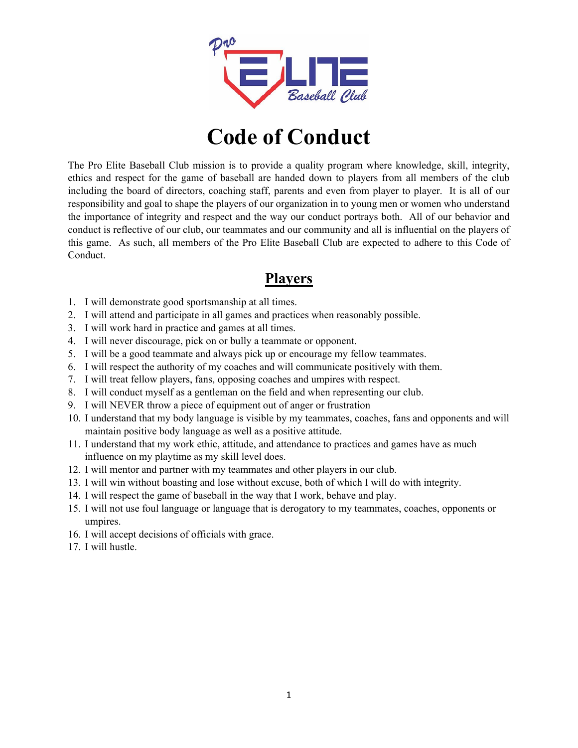# Code of Conduct

The Pro Elite Baseball Club mission is to provide a quality program where knowledge, skill, integrity, ethics and respect for the game of baseball are handed down to players from all members of the club including the board of directors, coaching staff, parents and even from player to player. It is all of our responsibility and goal to shape the players of our organization in to young men or women who understand the importance of integrity and respect and the way our conduct portrays both. All of our behavior and conduct is reflective of our club, our teammates and our community and all is influential on the players of this game. As such, all members of the Pro Elite Baseball Club are expected to adhere to this Code of Conduct.

## Players

1. I will demonstrate good sportsmanship at all times.
2. I will attend and participate in all games and practices when reasonably possible.
3. I will work hard in practice and games at all times.
4. I will never discourage, pick on or bully a teammate or opponent.
5. I will be a good teammate and always pick up or encourage my fellow teammates.
6. I will respect the authority of my coaches and will communicate positively with them.
7. I will treat fellow players, fans, opposing coaches and umpires with respect.
8. I will conduct myself as a gentleman on the field and when representing our club.
9. I will NEVER throw a piece of equipment out of anger or frustration
10. I understand that my body language is visible by my teammates, coaches, fans and opponents and will maintain positive body language as well as a positive attitude.
11. I understand that my work ethic, attitude, and attendance to practices and games have as much influence on my playtime as my skill level does.
12. I will mentor and partner with my teammates and other players in our club.
13. I will win without boasting and lose without excuse, both of which I will do with integrity.
14. I will respect the game of baseball in the way that I work, behave and play.
15. I will not use foul language or language that is derogatory to my teammates, coaches, opponents or umpires.
16. I will accept decisions of officials with grace.
17. I will hustle.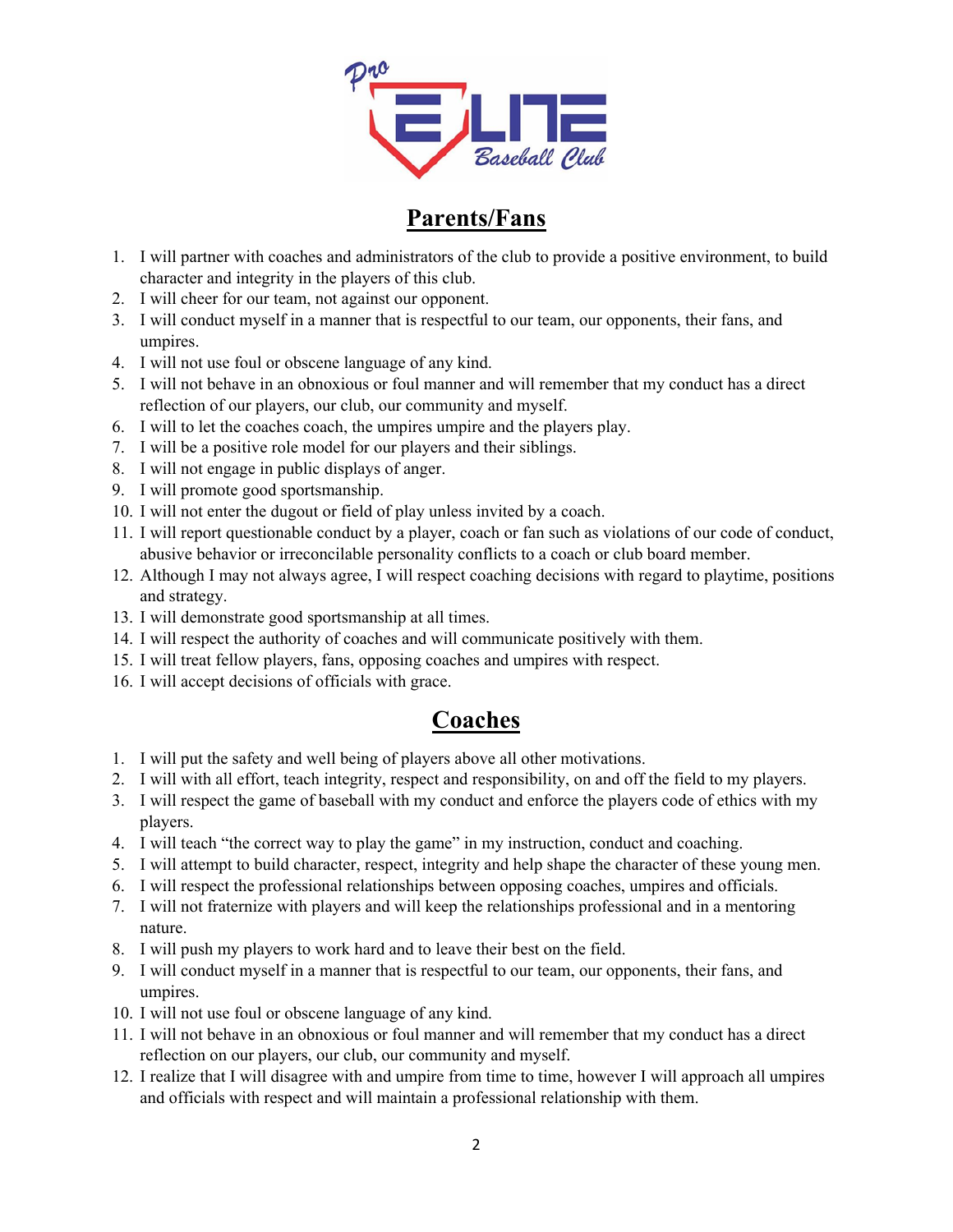## Parents/Fans

1. I will partner with coaches and administrators of the club to provide a positive environment, to build character and integrity in the players of this club.
2. I will cheer for our team, not against our opponent.
3. I will conduct myself in a manner that is respectful to our team, our opponents, their fans, and umpires.
4. I will not use foul or obscene language of any kind.
5. I will not behave in an obnoxious or foul manner and will remember that my conduct has a direct reflection of our players, our club, our community and myself.
6. I will to let the coaches coach, the umpires umpire and the players play.
7. I will be a positive role model for our players and their siblings.
8. I will not engage in public displays of anger.
9. I will promote good sportsmanship.
10. I will not enter the dugout or field of play unless invited by a coach.
11. I will report questionable conduct by a player, coach or fan such as violations of our code of conduct, abusive behavior or irreconcilable personality conflicts to a coach or club board member.
12. Although I may not always agree, I will respect coaching decisions with regard to playtime, positions and strategy.
13. I will demonstrate good sportsmanship at all times.
14. I will respect the authority of coaches and will communicate positively with them.
15. I will treat fellow players, fans, opposing coaches and umpires with respect.
16. I will accept decisions of officials with grace.

## Coaches

1. I will put the safety and well being of players above all other motivations.
2. I will with all effort, teach integrity, respect and responsibility, on and off the field to my players.
3. I will respect the game of baseball with my conduct and enforce the players code of ethics with my players.
4. I will teach "the correct way to play the game" in my instruction, conduct and coaching.
5. I will attempt to build character, respect, integrity and help shape the character of these young men.
6. I will respect the professional relationships between opposing coaches, umpires and officials.
7. I will not fraternize with players and will keep the relationships professional and in a mentoring nature.
8. I will push my players to work hard and to leave their best on the field.
9. I will conduct myself in a manner that is respectful to our team, our opponents, their fans, and umpires.
10. I will not use foul or obscene language of any kind.
11. I will not behave in an obnoxious or foul manner and will remember that my conduct has a direct reflection on our players, our club, our community and myself.
12. I realize that I will disagree with and umpire from time to time, however I will approach all umpires and officials with respect and will maintain a professional relationship with them.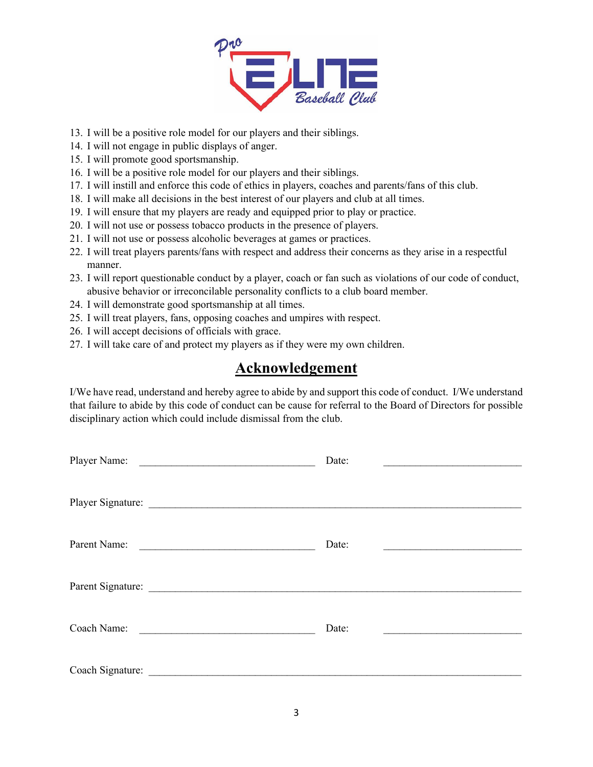13. I will be a positive role model for our players and their siblings.
14. I will not engage in public displays of anger.
15. I will promote good sportsmanship.
16. I will be a positive role model for our players and their siblings.
17. I will instill and enforce this code of ethics in players, coaches and parents/fans of this club.
18. I will make all decisions in the best interest of our players and club at all times.
19. I will ensure that my players are ready and equipped prior to play or practice.
20. I will not use or possess tobacco products in the presence of players.
21. I will not use or possess alcoholic beverages at games or practices.
22. I will treat players parents/fans with respect and address their concerns as they arise in a respectful manner.
23. I will report questionable conduct by a player, coach or fan such as violations of our code of conduct, abusive behavior or irreconcilable personality conflicts to a club board member.
24. I will demonstrate good sportsmanship at all times.
25. I will treat players, fans, opposing coaches and umpires with respect.
26. I will accept decisions of officials with grace.
27. I will take care of and protect my players as if they were my own children.

## Acknowledgement

I/We have read, understand and hereby agree to abide by and support this code of conduct. I/We understand that failure to abide by this code of conduct can be cause for referral to the Board of Directors for possible disciplinary action which could include dismissal from the club.

Player Name: ________________________________ Date: __________________________

Player Signature: ______________________________________________________________________

Parent Name: ________________________________ Date: __________________________

Parent Signature: ______________________________________________________________________

Coach Name: ________________________________ Date: __________________________

Coach Signature: ______________________________________________________________________